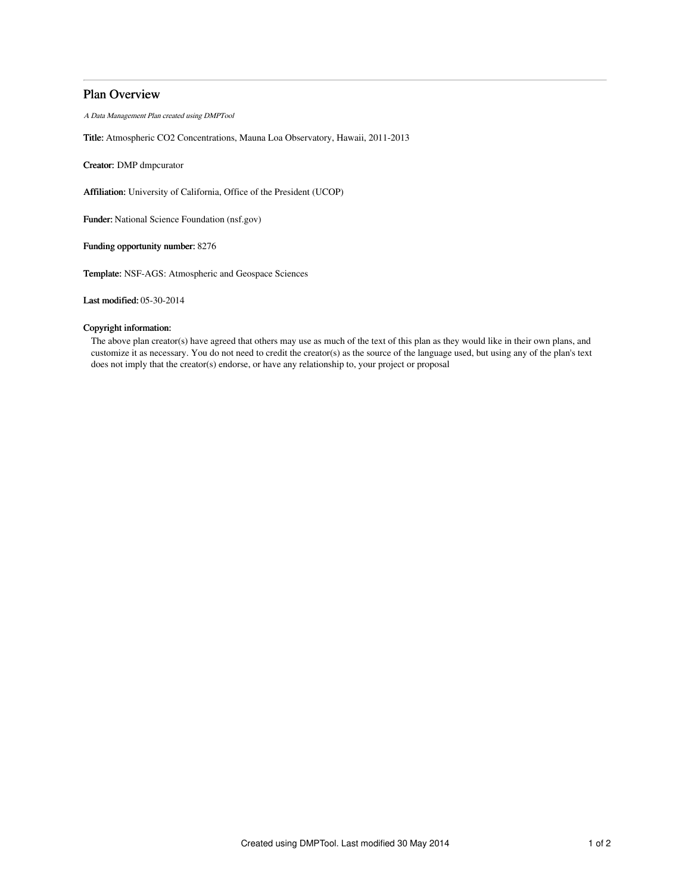# Plan Overview

*A Data Management Plan created using DMPTool*

**Title:** Atmospheric $CO_2$ Concentrations, Mauna Loa Observatory, Hawaii, 2011-2013

**Creator:** DMP dmpcurator

**Affiliation:** University of California, Office of the President (UCOP)

**Funder:** National Science Foundation (nsf.gov)

**Funding opportunity number:** 8276

**Template:** NSF-AGS: Atmospheric and Geospace Sciences

**Last modified:** 05-30-2014

**Copyright information:**

The above plan creator(s) have agreed that others may use as much of the text of this plan as they would like in their own plans, and customize it as necessary. You do not need to credit the creator(s) as the source of the language used, but using any of the plan's text does not imply that the creator(s) endorse, or have any relationship to, your project or proposal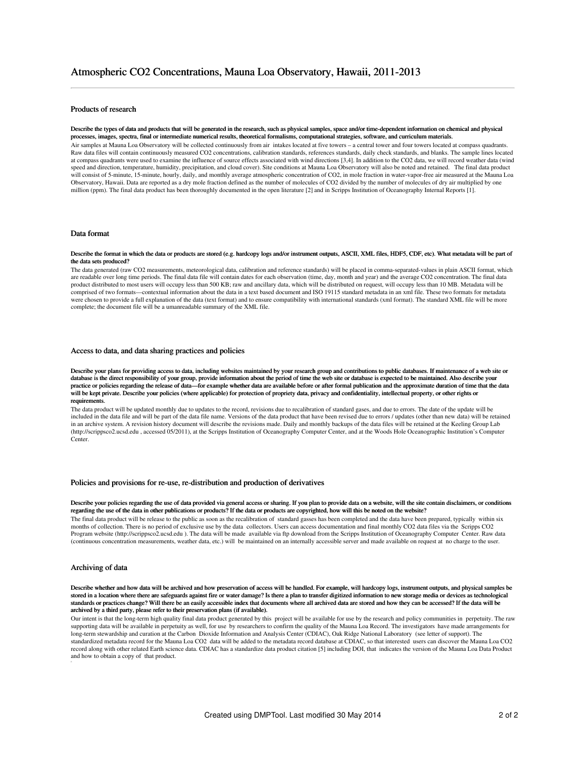# Atmospheric CO2 Concentrations, Mauna Loa Observatory, Hawaii, 2011-2013

## Products of research

**Describe the types of data and products that will be generated in the research, such as physical samples, space and/or time-dependent information on chemical and physical processes, images, spectra, final or intermediate numerical results, theoretical formalisms, computational strategies, software, and curriculum materials.**

Air samples at Mauna Loa Observatory will be collected continuously from air intakes located at five towers – a central tower and four towers located at compass quadrants. Raw data files will contain continuously measured CO2 concentrations, calibration standards, references standards, daily check standards, and blanks. The sample lines located at compass quadrants were used to examine the influence of source effects associated with wind directions [3,4]. In addition to the CO2 data, we will record weather data (wind speed and direction, temperature, humidity, precipitation, and cloud cover). Site conditions at Mauna Loa Observatory will also be noted and retained. The final data product will consist of 5-minute, 15-minute, hourly, daily, and monthly average atmospheric concentration of CO2, in mole fraction in water-vapor-free air measured at the Mauna Loa Observatory, Hawaii. Data are reported as a dry mole fraction defined as the number of molecules of CO2 divided by the number of molecules of dry air multiplied by one million (ppm). The final data product has been thoroughly documented in the open literature [2] and in Scripps Institution of Oceanography Internal Reports [1].

## Data format

**Describe the format in which the data or products are stored (e.g. hardcopy logs and/or instrument outputs, ASCII, XML files, HDF5, CDF, etc). What metadata will be part of the data sets produced?**

The data generated (raw CO2 measurements, meteorological data, calibration and reference standards) will be placed in comma-separated-values in plain ASCII format, which are readable over long time periods. The final data file will contain dates for each observation (time, day, month and year) and the average CO2 concentration. The final data product distributed to most users will occupy less than 500 KB; raw and ancillary data, which will be distributed on request, will occupy less than 10 MB. Metadata will be comprised of two formats—contextual information about the data in a text based document and ISO 19115 standard metadata in an xml file. These two formats for metadata were chosen to provide a full explanation of the data (text format) and to ensure compatibility with international standards (xml format). The standard XML file will be more complete; the document file will be a umanreadable summary of the XML file.

## Access to data, and data sharing practices and policies

**Describe your plans for providing access to data, including websites maintained by your research group and contributions to public databases. If maintenance of a web site or database is the direct responsibility of your group, provide information about the period of time the web site or database is expected to be maintained. Also describe your practice or policies regarding the release of data—for example whether data are available before or after formal publication and the approximate duration of time that the data will be kept private. Describe your policies (where applicable) for protection of propriety data, privacy and confidentiality, intellectual property, or other rights or requirements.**

The data product will be updated monthly due to updates to the record, revisions due to recalibration of standard gases, and due to errors. The date of the update will be included in the data file and will be part of the data file name. Versions of the data product that have been revised due to errors / updates (other than new data) will be retained in an archive system. A revision history document will describe the revisions made. Daily and monthly backups of the data files will be retained at the Keeling Group Lab (http://scrippsco2.ucsd.edu , accessed 05/2011), at the Scripps Institution of Oceanography Computer Center, and at the Woods Hole Oceanographic Institution's Computer Center.

## Policies and provisions for re-use, re-distribution and production of derivatives

**Describe your policies regarding the use of data provided via general access or sharing. If you plan to provide data on a website, will the site contain disclaimers, or conditions regarding the use of the data in other publications or products? If the data or products are copyrighted, how will this be noted on the website?**

The final data product will be release to the public as soon as the recalibration of standard gasses has been completed and the data have been prepared, typically within six months of collection. There is no period of exclusive use by the data collectors. Users can access documentation and final monthly CO2 data files via the Scripps CO2 Program website (http://scrippsco2.ucsd.edu ). The data will be made available via ftp download from the Scripps Institution of Oceanography Computer Center. Raw data (continuous concentration measurements, weather data, etc.) will be maintained on an internally accessible server and made available on request at no charge to the user.

## Archiving of data

**Describe whether and how data will be archived and how preservation of access will be handled. For example, will hardcopy logs, instrument outputs, and physical samples be stored in a location where there are safeguards against fire or water damage? Is there a plan to transfer digitized information to new storage media or devices as technological standards or practices change? Will there be an easily accessible index that documents where all archived data are stored and how they can be accessed? If the data will be archived by a third party, please refer to their preservation plans (if available).**

Our intent is that the long-term high quality final data product generated by this project will be available for use by the research and policy communities in perpetuity. The raw supporting data will be available in perpetuity as well, for use by researchers to confirm the quality of the Mauna Loa Record. The investigators have made arrangements for long-term stewardship and curation at the Carbon Dioxide Information and Analysis Center (CDIAC), Oak Ridge National Laboratory (see letter of support). The standardized metadata record for the Mauna Loa CO2 data will be added to the metadata record database at CDIAC, so that interested users can discover the Mauna Loa CO2 record along with other related Earth science data. CDIAC has a standardize data product citation [5] including DOI, that indicates the version of the Mauna Loa Data Product and how to obtain a copy of that product.

Created using DMPTool. Last modified 30 May 2014